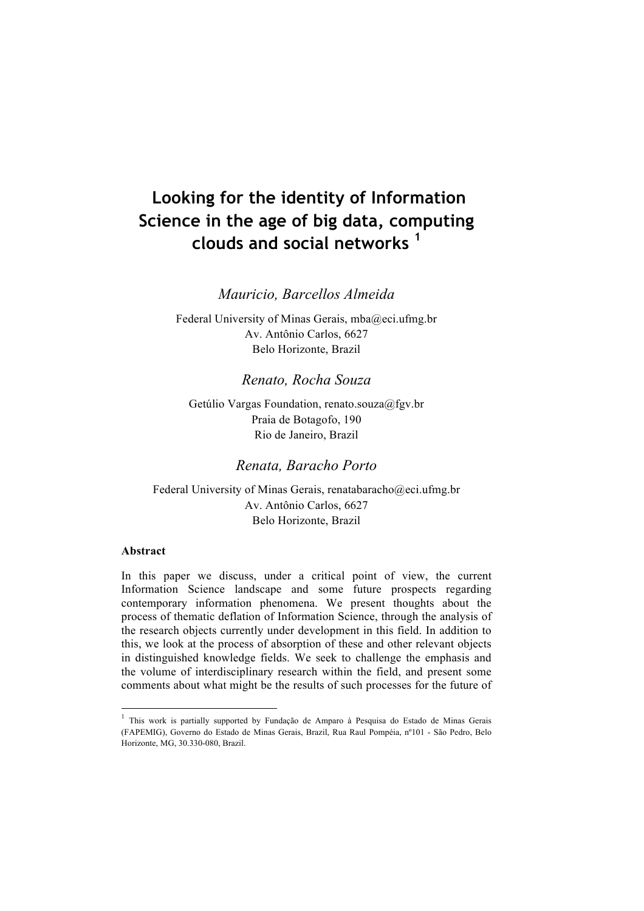# Looking for the identity of Information Science in the age of big data, computing clouds and social networks [1]

*Mauricio, Barcellos Almeida*

Federal University of Minas Gerais, mba@eci.ufmg.br
Av. Antônio Carlos, 6627
Belo Horizonte, Brazil

*Renato, Rocha Souza*

Getúlio Vargas Foundation, renato.souza@fgv.br
Praia de Botagofo, 190
Rio de Janeiro, Brazil

*Renata, Baracho Porto*

Federal University of Minas Gerais, renatabaracho@eci.ufmg.br
Av. Antônio Carlos, 6627
Belo Horizonte, Brazil

**Abstract**

In this paper we discuss, under a critical point of view, the current Information Science landscape and some future prospects regarding contemporary information phenomena. We present thoughts about the process of thematic deflation of Information Science, through the analysis of the research objects currently under development in this field. In addition to this, we look at the process of absorption of these and other relevant objects in distinguished knowledge fields. We seek to challenge the emphasis and the volume of interdisciplinary research within the field, and present some comments about what might be the results of such processes for the future of

[1] This work is partially supported by Fundação de Amparo à Pesquisa do Estado de Minas Gerais (FAPEMIG), Governo do Estado de Minas Gerais, Brazil, Rua Raul Pompéia, nº101 - São Pedro, Belo Horizonte, MG, 30.330-080, Brazil.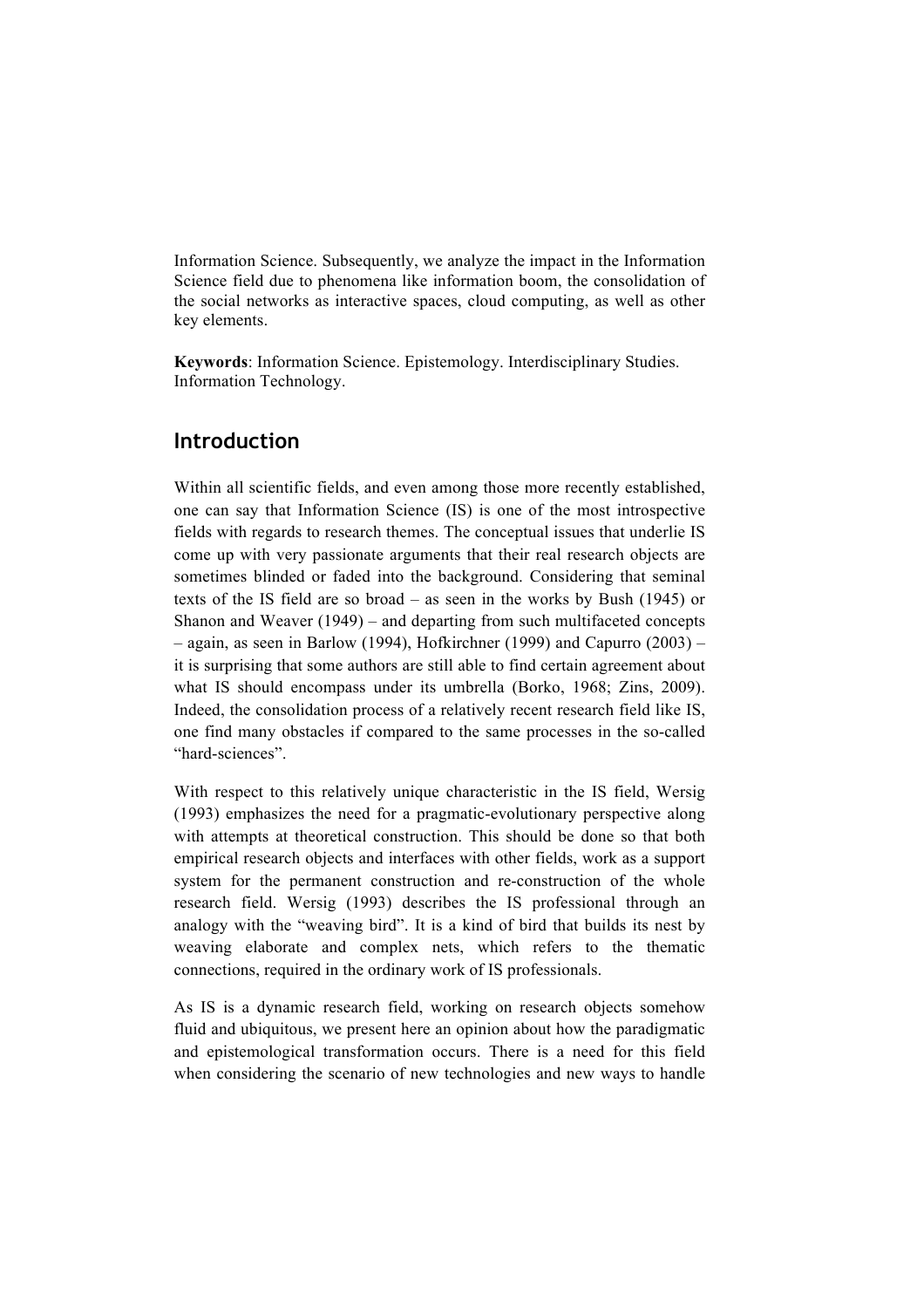Information Science. Subsequently, we analyze the impact in the Information Science field due to phenomena like information boom, the consolidation of the social networks as interactive spaces, cloud computing, as well as other key elements.

**Keywords**: Information Science. Epistemology. Interdisciplinary Studies. Information Technology.

## Introduction

Within all scientific fields, and even among those more recently established, one can say that Information Science (IS) is one of the most introspective fields with regards to research themes. The conceptual issues that underlie IS come up with very passionate arguments that their real research objects are sometimes blinded or faded into the background. Considering that seminal texts of the IS field are so broad – as seen in the works by Bush (1945) or Shanon and Weaver (1949) – and departing from such multifaceted concepts – again, as seen in Barlow (1994), Hofkirchner (1999) and Capurro (2003) – it is surprising that some authors are still able to find certain agreement about what IS should encompass under its umbrella (Borko, 1968; Zins, 2009). Indeed, the consolidation process of a relatively recent research field like IS, one find many obstacles if compared to the same processes in the so-called "hard-sciences".

With respect to this relatively unique characteristic in the IS field, Wersig (1993) emphasizes the need for a pragmatic-evolutionary perspective along with attempts at theoretical construction. This should be done so that both empirical research objects and interfaces with other fields, work as a support system for the permanent construction and re-construction of the whole research field. Wersig (1993) describes the IS professional through an analogy with the "weaving bird". It is a kind of bird that builds its nest by weaving elaborate and complex nets, which refers to the thematic connections, required in the ordinary work of IS professionals.

As IS is a dynamic research field, working on research objects somehow fluid and ubiquitous, we present here an opinion about how the paradigmatic and epistemological transformation occurs. There is a need for this field when considering the scenario of new technologies and new ways to handle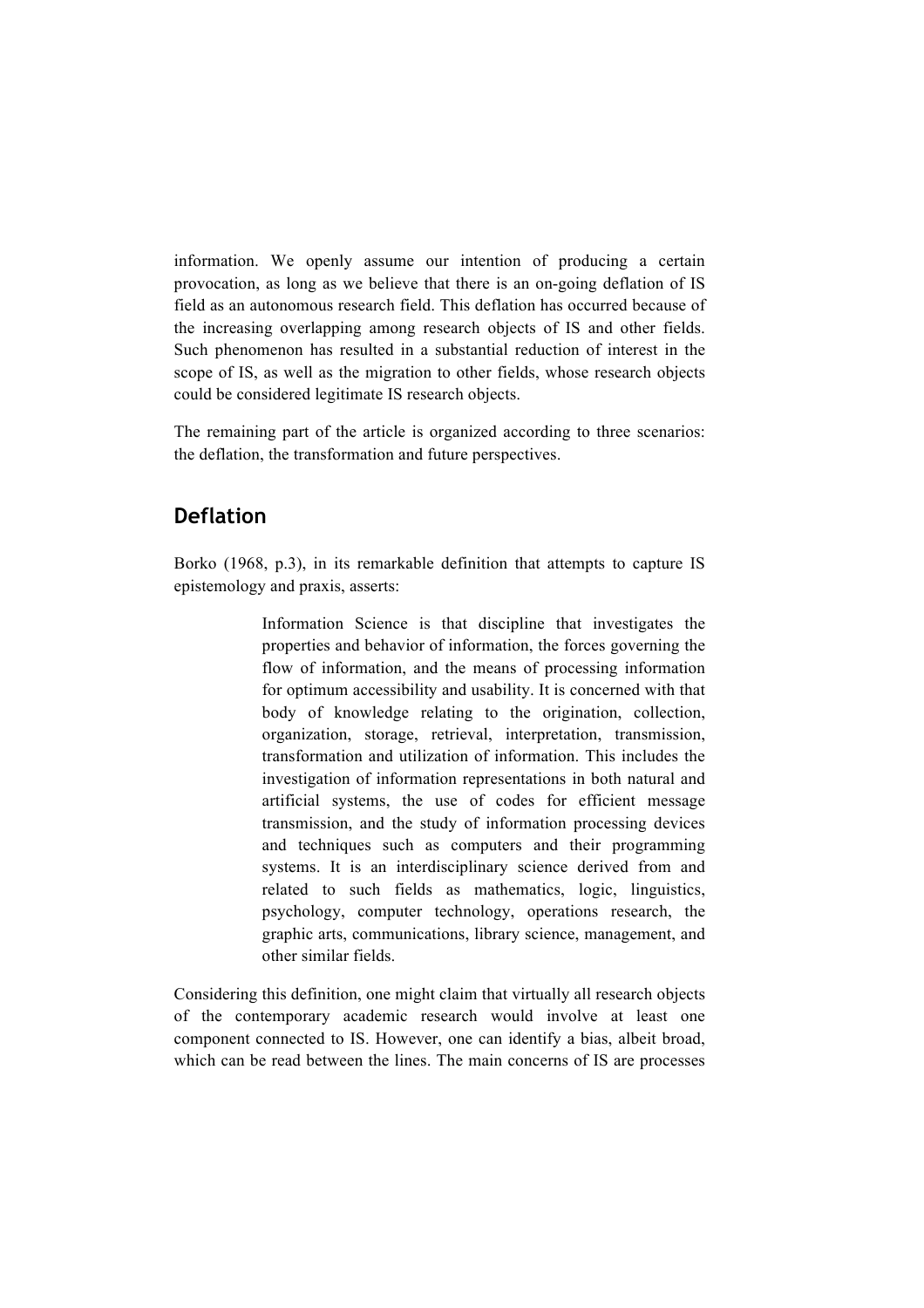information. We openly assume our intention of producing a certain provocation, as long as we believe that there is an on-going deflation of IS field as an autonomous research field. This deflation has occurred because of the increasing overlapping among research objects of IS and other fields. Such phenomenon has resulted in a substantial reduction of interest in the scope of IS, as well as the migration to other fields, whose research objects could be considered legitimate IS research objects.

The remaining part of the article is organized according to three scenarios: the deflation, the transformation and future perspectives.

## Deflation

Borko (1968, p.3), in its remarkable definition that attempts to capture IS epistemology and praxis, asserts:

> Information Science is that discipline that investigates the properties and behavior of information, the forces governing the flow of information, and the means of processing information for optimum accessibility and usability. It is concerned with that body of knowledge relating to the origination, collection, organization, storage, retrieval, interpretation, transmission, transformation and utilization of information. This includes the investigation of information representations in both natural and artificial systems, the use of codes for efficient message transmission, and the study of information processing devices and techniques such as computers and their programming systems. It is an interdisciplinary science derived from and related to such fields as mathematics, logic, linguistics, psychology, computer technology, operations research, the graphic arts, communications, library science, management, and other similar fields.

Considering this definition, one might claim that virtually all research objects of the contemporary academic research would involve at least one component connected to IS. However, one can identify a bias, albeit broad, which can be read between the lines. The main concerns of IS are processes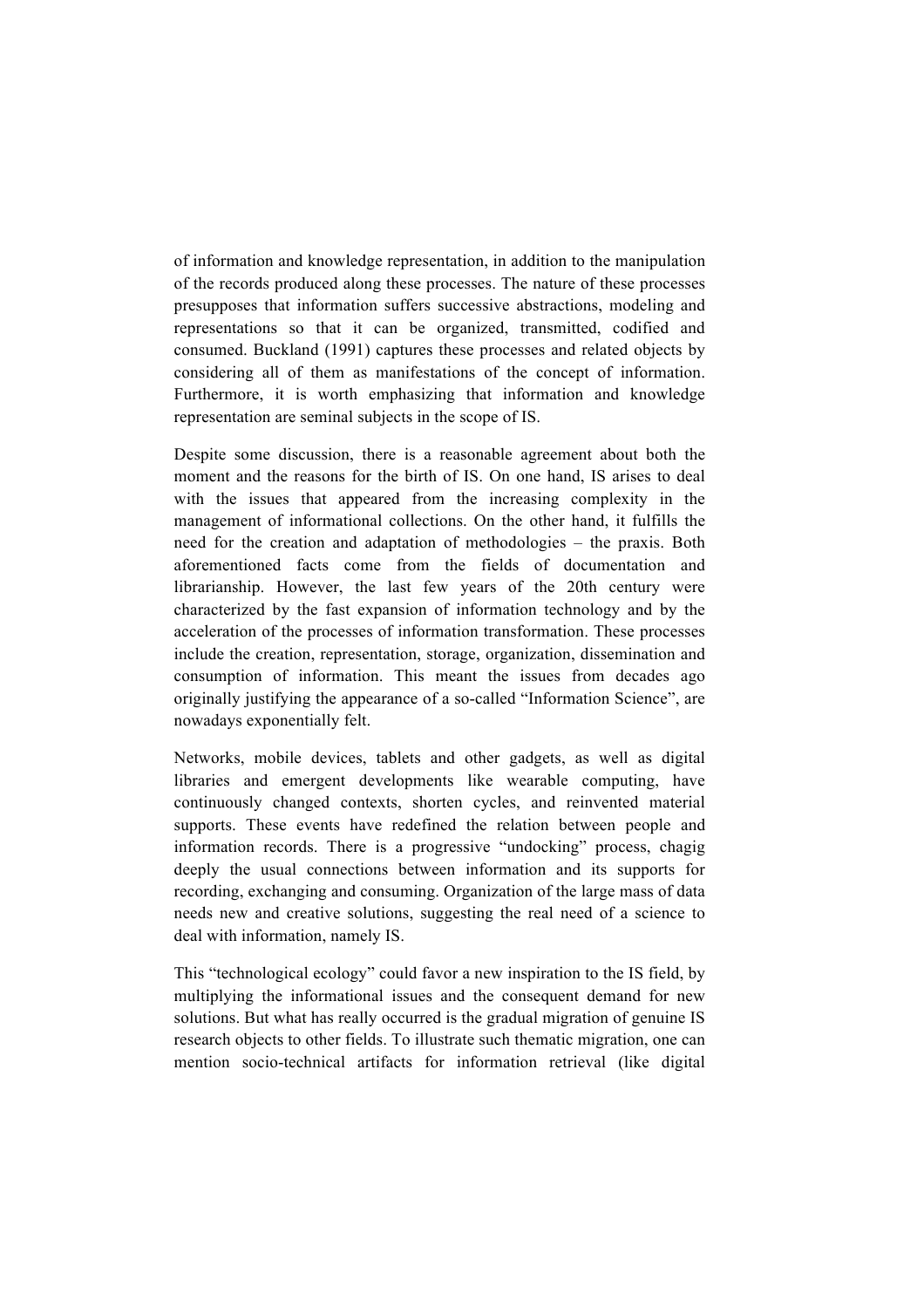of information and knowledge representation, in addition to the manipulation of the records produced along these processes. The nature of these processes presupposes that information suffers successive abstractions, modeling and representations so that it can be organized, transmitted, codified and consumed. Buckland (1991) captures these processes and related objects by considering all of them as manifestations of the concept of information. Furthermore, it is worth emphasizing that information and knowledge representation are seminal subjects in the scope of IS.

Despite some discussion, there is a reasonable agreement about both the moment and the reasons for the birth of IS. On one hand, IS arises to deal with the issues that appeared from the increasing complexity in the management of informational collections. On the other hand, it fulfills the need for the creation and adaptation of methodologies – the praxis. Both aforementioned facts come from the fields of documentation and librarianship. However, the last few years of the 20th century were characterized by the fast expansion of information technology and by the acceleration of the processes of information transformation. These processes include the creation, representation, storage, organization, dissemination and consumption of information. This meant the issues from decades ago originally justifying the appearance of a so-called "Information Science", are nowadays exponentially felt.

Networks, mobile devices, tablets and other gadgets, as well as digital libraries and emergent developments like wearable computing, have continuously changed contexts, shorten cycles, and reinvented material supports. These events have redefined the relation between people and information records. There is a progressive "undocking" process, chagig deeply the usual connections between information and its supports for recording, exchanging and consuming. Organization of the large mass of data needs new and creative solutions, suggesting the real need of a science to deal with information, namely IS.

This "technological ecology" could favor a new inspiration to the IS field, by multiplying the informational issues and the consequent demand for new solutions. But what has really occurred is the gradual migration of genuine IS research objects to other fields. To illustrate such thematic migration, one can mention socio-technical artifacts for information retrieval (like digital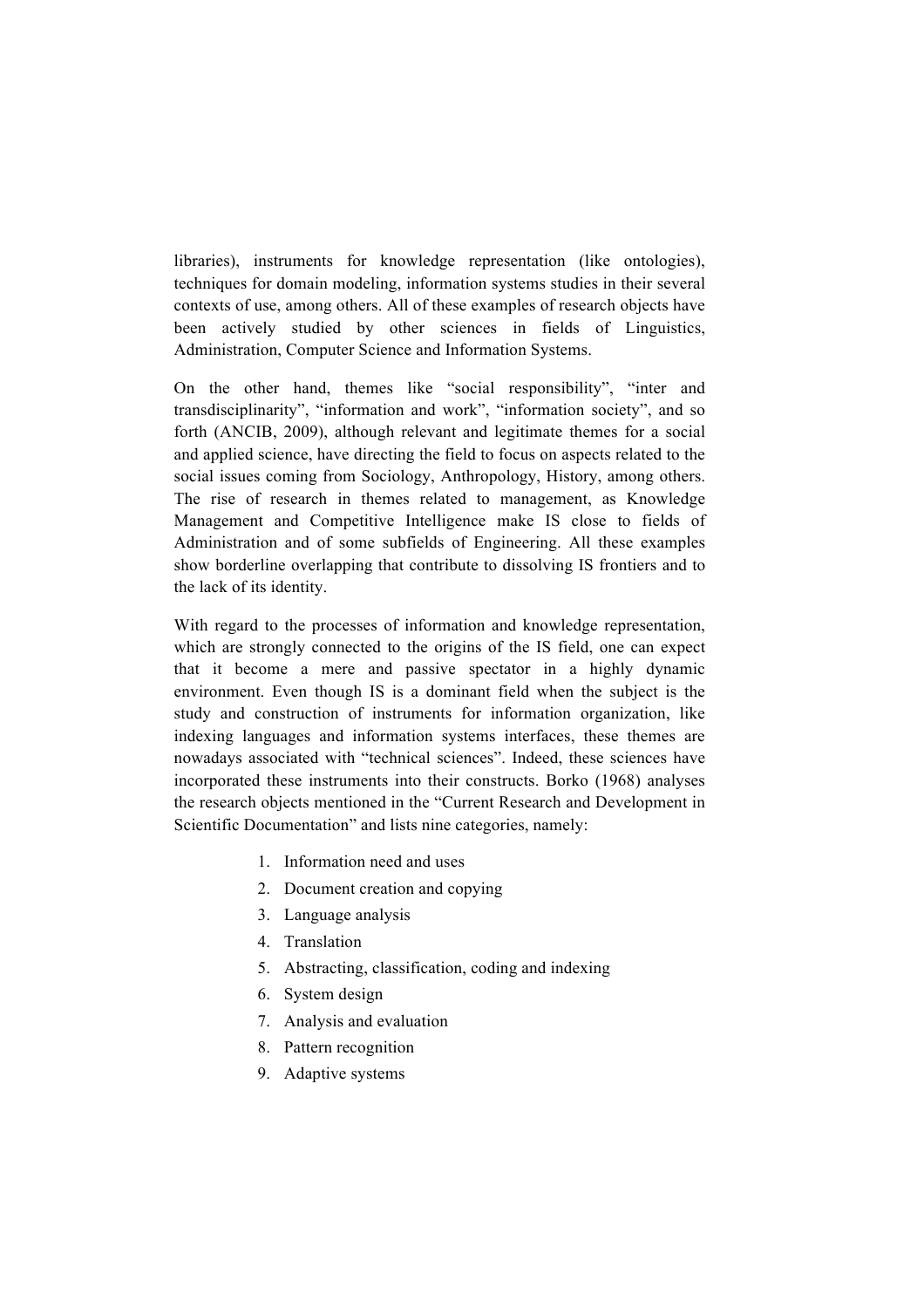libraries), instruments for knowledge representation (like ontologies), techniques for domain modeling, information systems studies in their several contexts of use, among others. All of these examples of research objects have been actively studied by other sciences in fields of Linguistics, Administration, Computer Science and Information Systems.

On the other hand, themes like "social responsibility", "inter and transdisciplinarity", "information and work", "information society", and so forth (ANCIB, 2009), although relevant and legitimate themes for a social and applied science, have directing the field to focus on aspects related to the social issues coming from Sociology, Anthropology, History, among others. The rise of research in themes related to management, as Knowledge Management and Competitive Intelligence make IS close to fields of Administration and of some subfields of Engineering. All these examples show borderline overlapping that contribute to dissolving IS frontiers and to the lack of its identity.

With regard to the processes of information and knowledge representation, which are strongly connected to the origins of the IS field, one can expect that it become a mere and passive spectator in a highly dynamic environment. Even though IS is a dominant field when the subject is the study and construction of instruments for information organization, like indexing languages and information systems interfaces, these themes are nowadays associated with "technical sciences". Indeed, these sciences have incorporated these instruments into their constructs. Borko (1968) analyses the research objects mentioned in the "Current Research and Development in Scientific Documentation" and lists nine categories, namely:

1. Information need and uses
2. Document creation and copying
3. Language analysis
4. Translation
5. Abstracting, classification, coding and indexing
6. System design
7. Analysis and evaluation
8. Pattern recognition
9. Adaptive systems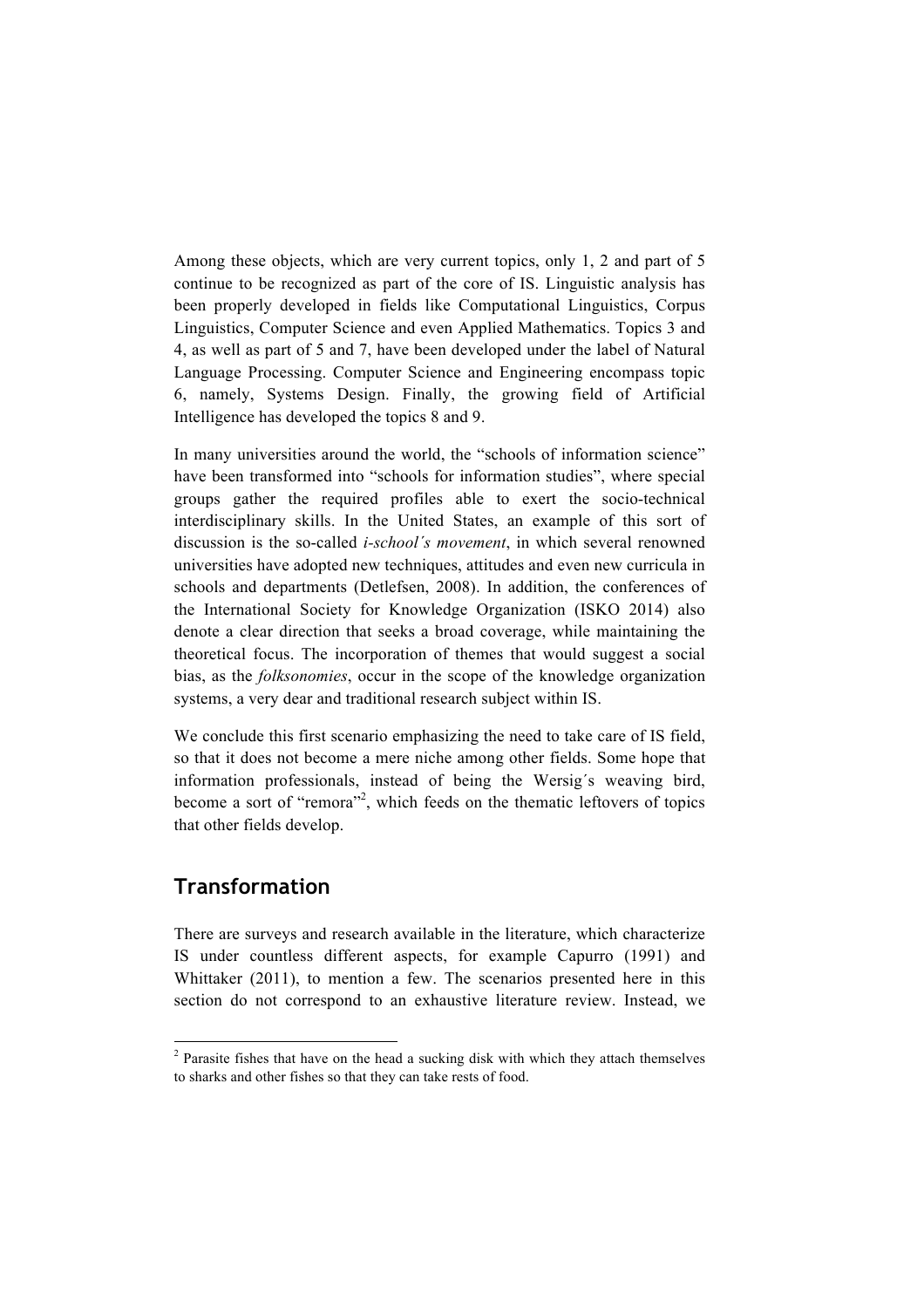Among these objects, which are very current topics, only 1, 2 and part of 5 continue to be recognized as part of the core of IS. Linguistic analysis has been properly developed in fields like Computational Linguistics, Corpus Linguistics, Computer Science and even Applied Mathematics. Topics 3 and 4, as well as part of 5 and 7, have been developed under the label of Natural Language Processing. Computer Science and Engineering encompass topic 6, namely, Systems Design. Finally, the growing field of Artificial Intelligence has developed the topics 8 and 9.

In many universities around the world, the "schools of information science" have been transformed into "schools for information studies", where special groups gather the required profiles able to exert the socio-technical interdisciplinary skills. In the United States, an example of this sort of discussion is the so-called *i-school´s movement*, in which several renowned universities have adopted new techniques, attitudes and even new curricula in schools and departments (Detlefsen, 2008). In addition, the conferences of the International Society for Knowledge Organization (ISKO 2014) also denote a clear direction that seeks a broad coverage, while maintaining the theoretical focus. The incorporation of themes that would suggest a social bias, as the *folksonomies*, occur in the scope of the knowledge organization systems, a very dear and traditional research subject within IS.

We conclude this first scenario emphasizing the need to take care of IS field, so that it does not become a mere niche among other fields. Some hope that information professionals, instead of being the Wersig´s weaving bird, become a sort of "remora"[2], which feeds on the thematic leftovers of topics that other fields develop.

## Transformation

There are surveys and research available in the literature, which characterize IS under countless different aspects, for example Capurro (1991) and Whittaker (2011), to mention a few. The scenarios presented here in this section do not correspond to an exhaustive literature review. Instead, we

[2] Parasite fishes that have on the head a sucking disk with which they attach themselves to sharks and other fishes so that they can take rests of food.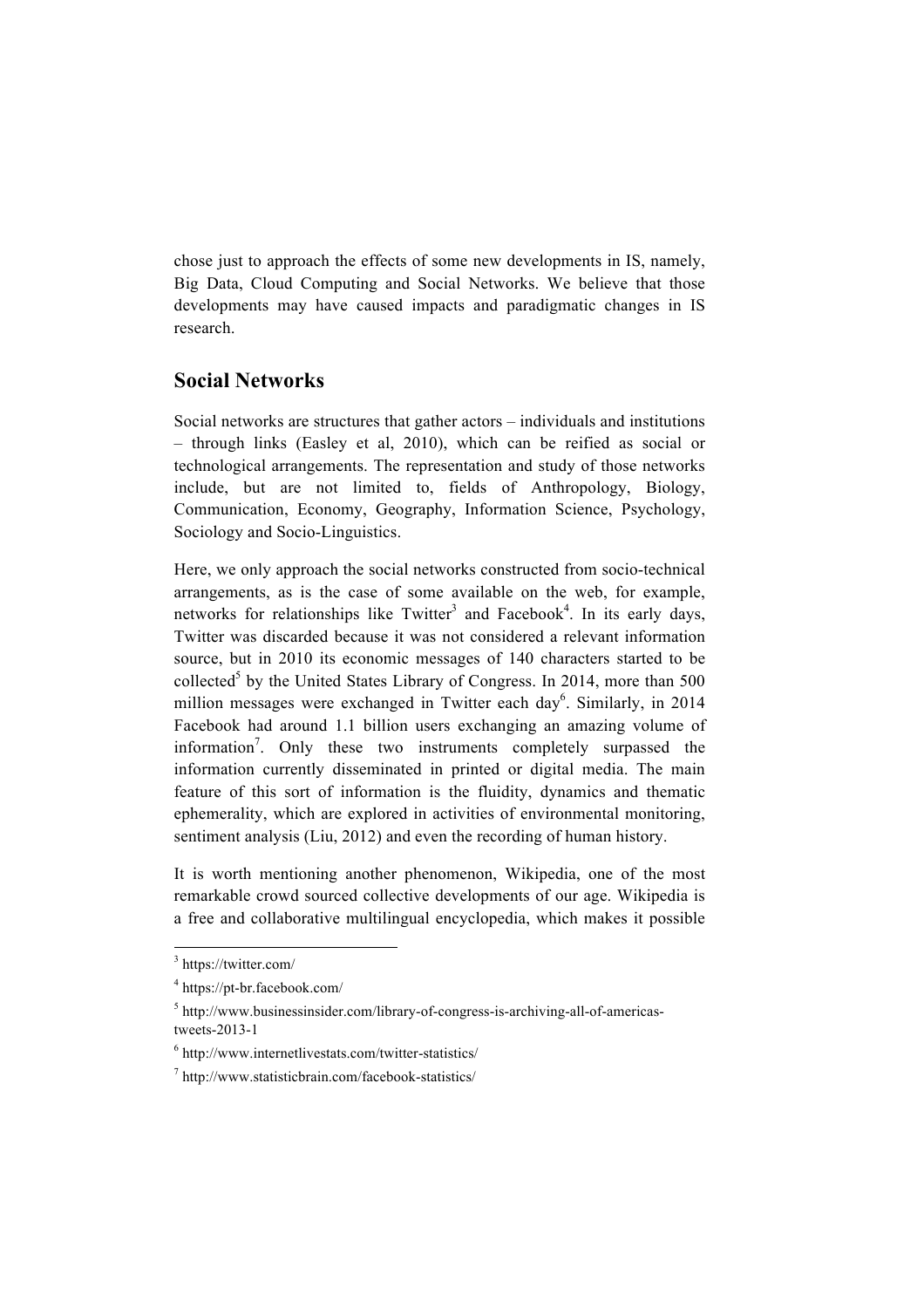chose just to approach the effects of some new developments in IS, namely, Big Data, Cloud Computing and Social Networks. We believe that those developments may have caused impacts and paradigmatic changes in IS research.

## Social Networks

Social networks are structures that gather actors – individuals and institutions – through links (Easley et al, 2010), which can be reified as social or technological arrangements. The representation and study of those networks include, but are not limited to, fields of Anthropology, Biology, Communication, Economy, Geography, Information Science, Psychology, Sociology and Socio-Linguistics.

Here, we only approach the social networks constructed from socio-technical arrangements, as is the case of some available on the web, for example, networks for relationships like Twitter[3] and Facebook[4]. In its early days, Twitter was discarded because it was not considered a relevant information source, but in 2010 its economic messages of 140 characters started to be collected[5] by the United States Library of Congress. In 2014, more than 500 million messages were exchanged in Twitter each day[6]. Similarly, in 2014 Facebook had around 1.1 billion users exchanging an amazing volume of information[7]. Only these two instruments completely surpassed the information currently disseminated in printed or digital media. The main feature of this sort of information is the fluidity, dynamics and thematic ephemerality, which are explored in activities of environmental monitoring, sentiment analysis (Liu, 2012) and even the recording of human history.

It is worth mentioning another phenomenon, Wikipedia, one of the most remarkable crowd sourced collective developments of our age. Wikipedia is a free and collaborative multilingual encyclopedia, which makes it possible

---

[3] https://twitter.com/

[4] https://pt-br.facebook.com/

[5] http://www.businessinsider.com/library-of-congress-is-archiving-all-of-americas-tweets-2013-1

[6] http://www.internetlivestats.com/twitter-statistics/

[7] http://www.statisticbrain.com/facebook-statistics/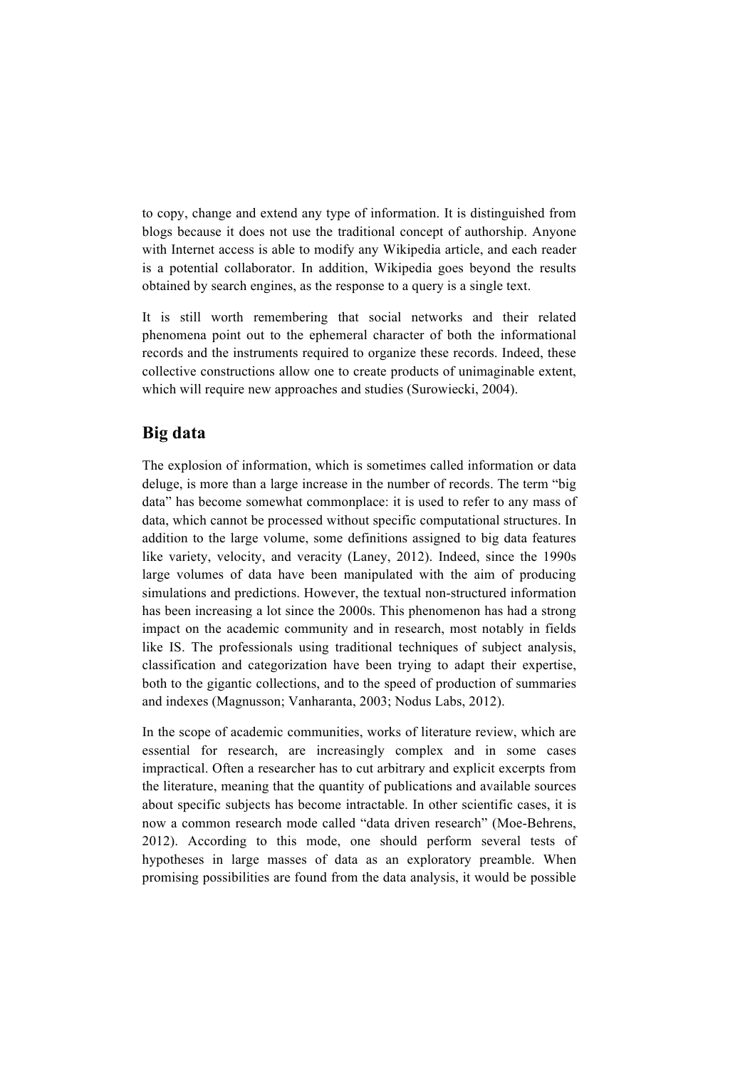to copy, change and extend any type of information. It is distinguished from blogs because it does not use the traditional concept of authorship. Anyone with Internet access is able to modify any Wikipedia article, and each reader is a potential collaborator. In addition, Wikipedia goes beyond the results obtained by search engines, as the response to a query is a single text.

It is still worth remembering that social networks and their related phenomena point out to the ephemeral character of both the informational records and the instruments required to organize these records. Indeed, these collective constructions allow one to create products of unimaginable extent, which will require new approaches and studies (Surowiecki, 2004).

## Big data

The explosion of information, which is sometimes called information or data deluge, is more than a large increase in the number of records. The term "big data" has become somewhat commonplace: it is used to refer to any mass of data, which cannot be processed without specific computational structures. In addition to the large volume, some definitions assigned to big data features like variety, velocity, and veracity (Laney, 2012). Indeed, since the 1990s large volumes of data have been manipulated with the aim of producing simulations and predictions. However, the textual non-structured information has been increasing a lot since the 2000s. This phenomenon has had a strong impact on the academic community and in research, most notably in fields like IS. The professionals using traditional techniques of subject analysis, classification and categorization have been trying to adapt their expertise, both to the gigantic collections, and to the speed of production of summaries and indexes (Magnusson; Vanharanta, 2003; Nodus Labs, 2012).

In the scope of academic communities, works of literature review, which are essential for research, are increasingly complex and in some cases impractical. Often a researcher has to cut arbitrary and explicit excerpts from the literature, meaning that the quantity of publications and available sources about specific subjects has become intractable. In other scientific cases, it is now a common research mode called "data driven research" (Moe-Behrens, 2012). According to this mode, one should perform several tests of hypotheses in large masses of data as an exploratory preamble. When promising possibilities are found from the data analysis, it would be possible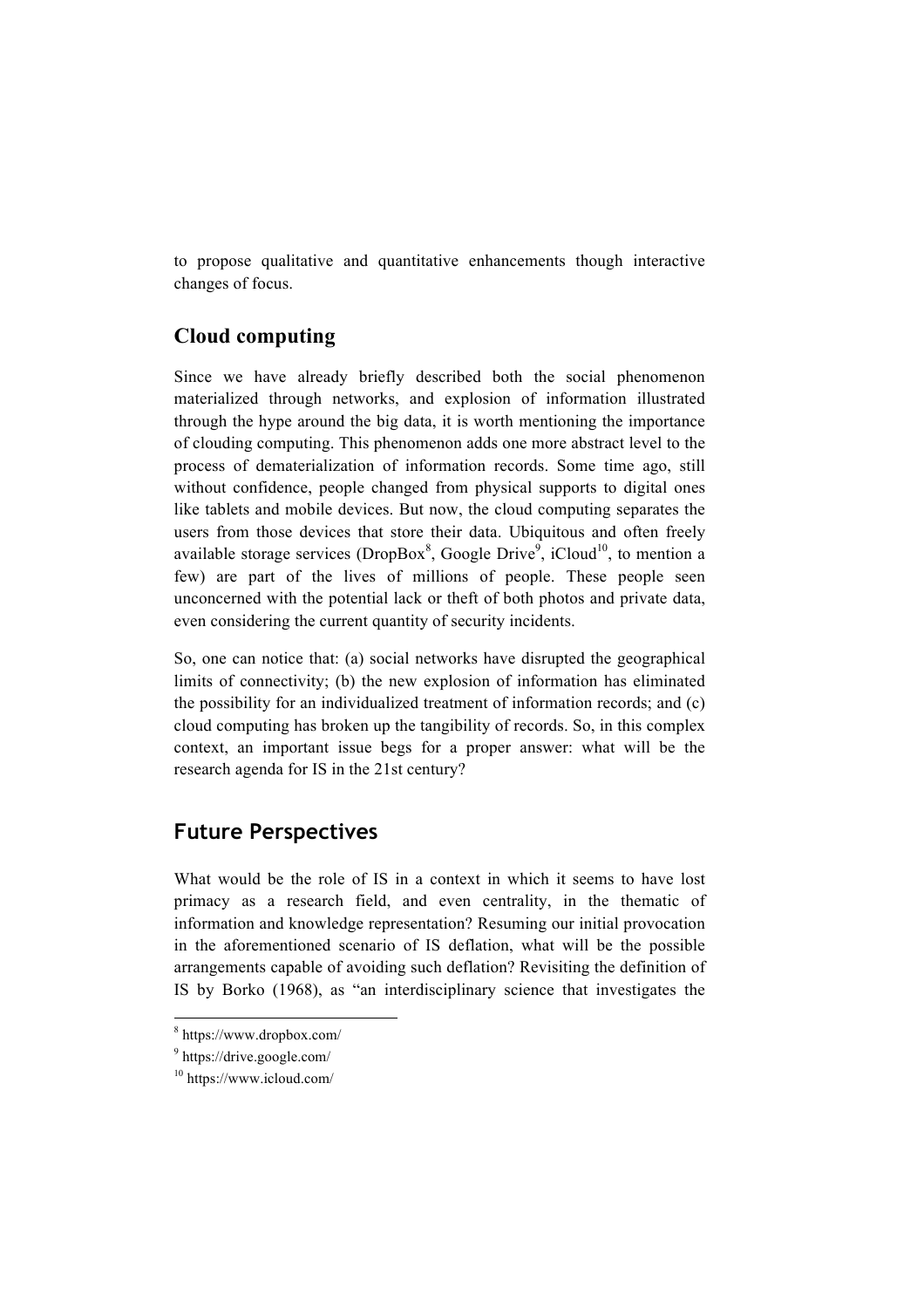to propose qualitative and quantitative enhancements though interactive changes of focus.

## Cloud computing

Since we have already briefly described both the social phenomenon materialized through networks, and explosion of information illustrated through the hype around the big data, it is worth mentioning the importance of clouding computing. This phenomenon adds one more abstract level to the process of dematerialization of information records. Some time ago, still without confidence, people changed from physical supports to digital ones like tablets and mobile devices. But now, the cloud computing separates the users from those devices that store their data. Ubiquitous and often freely available storage services (DropBox[8], Google Drive[9], iCloud[10], to mention a few) are part of the lives of millions of people. These people seen unconcerned with the potential lack or theft of both photos and private data, even considering the current quantity of security incidents.

So, one can notice that: (a) social networks have disrupted the geographical limits of connectivity; (b) the new explosion of information has eliminated the possibility for an individualized treatment of information records; and (c) cloud computing has broken up the tangibility of records. So, in this complex context, an important issue begs for a proper answer: what will be the research agenda for IS in the 21st century?

## Future Perspectives

What would be the role of IS in a context in which it seems to have lost primacy as a research field, and even centrality, in the thematic of information and knowledge representation? Resuming our initial provocation in the aforementioned scenario of IS deflation, what will be the possible arrangements capable of avoiding such deflation? Revisiting the definition of IS by Borko (1968), as "an interdisciplinary science that investigates the

[8] https://www.dropbox.com/

[9] https://drive.google.com/

[10] https://www.icloud.com/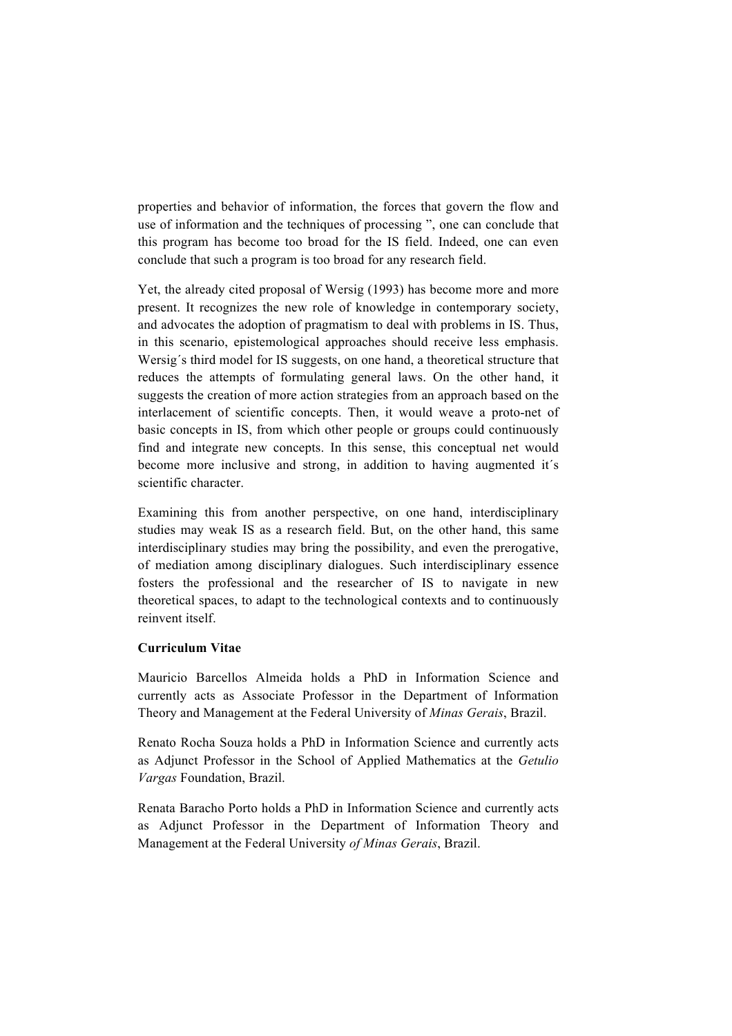properties and behavior of information, the forces that govern the flow and use of information and the techniques of processing ", one can conclude that this program has become too broad for the IS field. Indeed, one can even conclude that such a program is too broad for any research field.

Yet, the already cited proposal of Wersig (1993) has become more and more present. It recognizes the new role of knowledge in contemporary society, and advocates the adoption of pragmatism to deal with problems in IS. Thus, in this scenario, epistemological approaches should receive less emphasis. Wersig´s third model for IS suggests, on one hand, a theoretical structure that reduces the attempts of formulating general laws. On the other hand, it suggests the creation of more action strategies from an approach based on the interlacement of scientific concepts. Then, it would weave a proto-net of basic concepts in IS, from which other people or groups could continuously find and integrate new concepts. In this sense, this conceptual net would become more inclusive and strong, in addition to having augmented it´s scientific character.

Examining this from another perspective, on one hand, interdisciplinary studies may weak IS as a research field. But, on the other hand, this same interdisciplinary studies may bring the possibility, and even the prerogative, of mediation among disciplinary dialogues. Such interdisciplinary essence fosters the professional and the researcher of IS to navigate in new theoretical spaces, to adapt to the technological contexts and to continuously reinvent itself.

**Curriculum Vitae**

Mauricio Barcellos Almeida holds a PhD in Information Science and currently acts as Associate Professor in the Department of Information Theory and Management at the Federal University of *Minas Gerais*, Brazil.

Renato Rocha Souza holds a PhD in Information Science and currently acts as Adjunct Professor in the School of Applied Mathematics at the *Getulio Vargas* Foundation, Brazil.

Renata Baracho Porto holds a PhD in Information Science and currently acts as Adjunct Professor in the Department of Information Theory and Management at the Federal University *of Minas Gerais*, Brazil.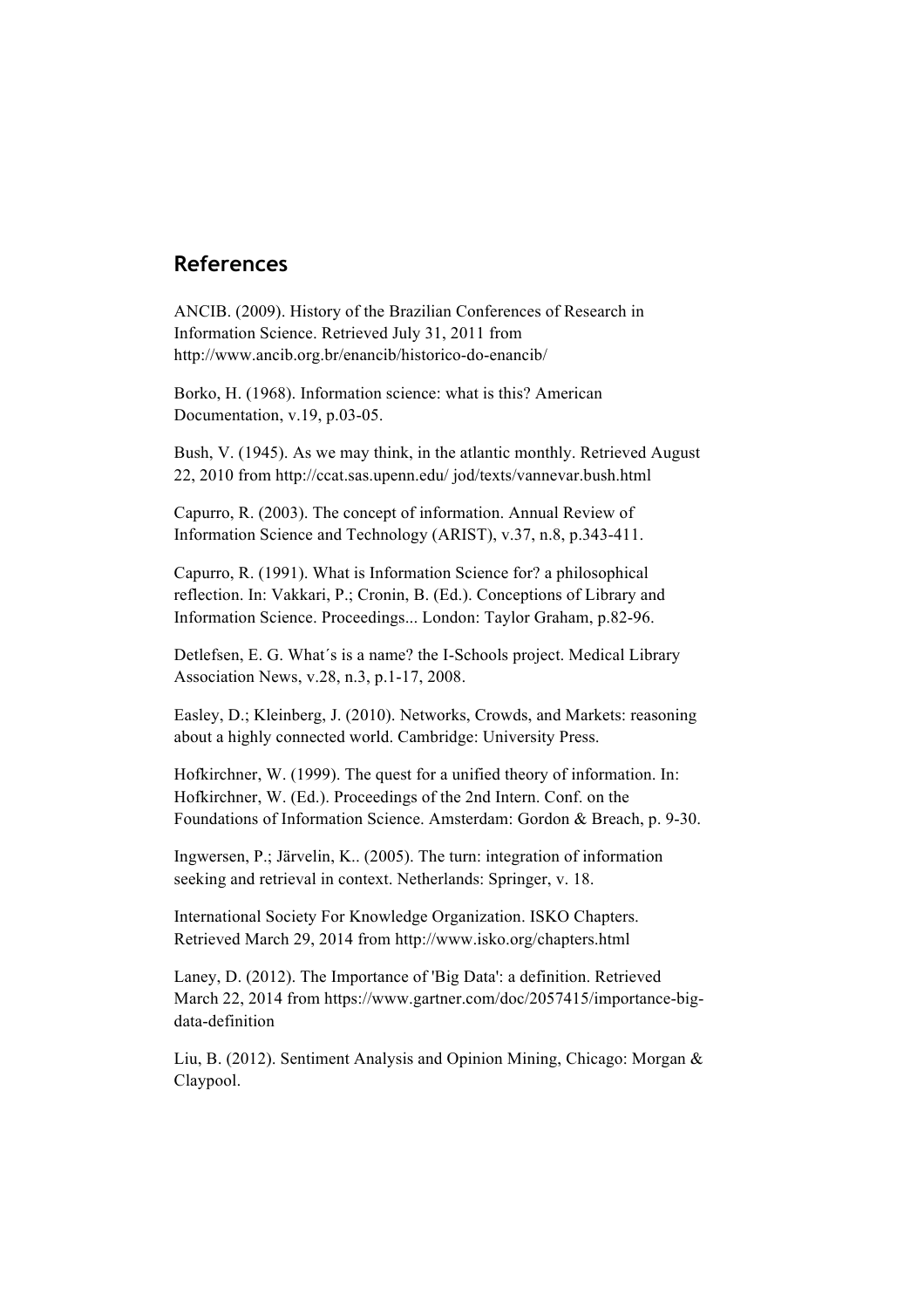## References

ANCIB. (2009). History of the Brazilian Conferences of Research in Information Science. Retrieved July 31, 2011 from http://www.ancib.org.br/enancib/historico-do-enancib/

Borko, H. (1968). Information science: what is this? American Documentation, v.19, p.03-05.

Bush, V. (1945). As we may think, in the atlantic monthly. Retrieved August 22, 2010 from http://ccat.sas.upenn.edu/ jod/texts/vannevar.bush.html

Capurro, R. (2003). The concept of information. Annual Review of Information Science and Technology (ARIST), v.37, n.8, p.343-411.

Capurro, R. (1991). What is Information Science for? a philosophical reflection. In: Vakkari, P.; Cronin, B. (Ed.). Conceptions of Library and Information Science. Proceedings... London: Taylor Graham, p.82-96.

Detlefsen, E. G. What´s is a name? the I-Schools project. Medical Library Association News, v.28, n.3, p.1-17, 2008.

Easley, D.; Kleinberg, J. (2010). Networks, Crowds, and Markets: reasoning about a highly connected world. Cambridge: University Press.

Hofkirchner, W. (1999). The quest for a unified theory of information. In: Hofkirchner, W. (Ed.). Proceedings of the 2nd Intern. Conf. on the Foundations of Information Science. Amsterdam: Gordon & Breach, p. 9-30.

Ingwersen, P.; Järvelin, K.. (2005). The turn: integration of information seeking and retrieval in context. Netherlands: Springer, v. 18.

International Society For Knowledge Organization. ISKO Chapters. Retrieved March 29, 2014 from http://www.isko.org/chapters.html

Laney, D. (2012). The Importance of 'Big Data': a definition. Retrieved March 22, 2014 from https://www.gartner.com/doc/2057415/importance-big-data-definition

Liu, B. (2012). Sentiment Analysis and Opinion Mining, Chicago: Morgan & Claypool.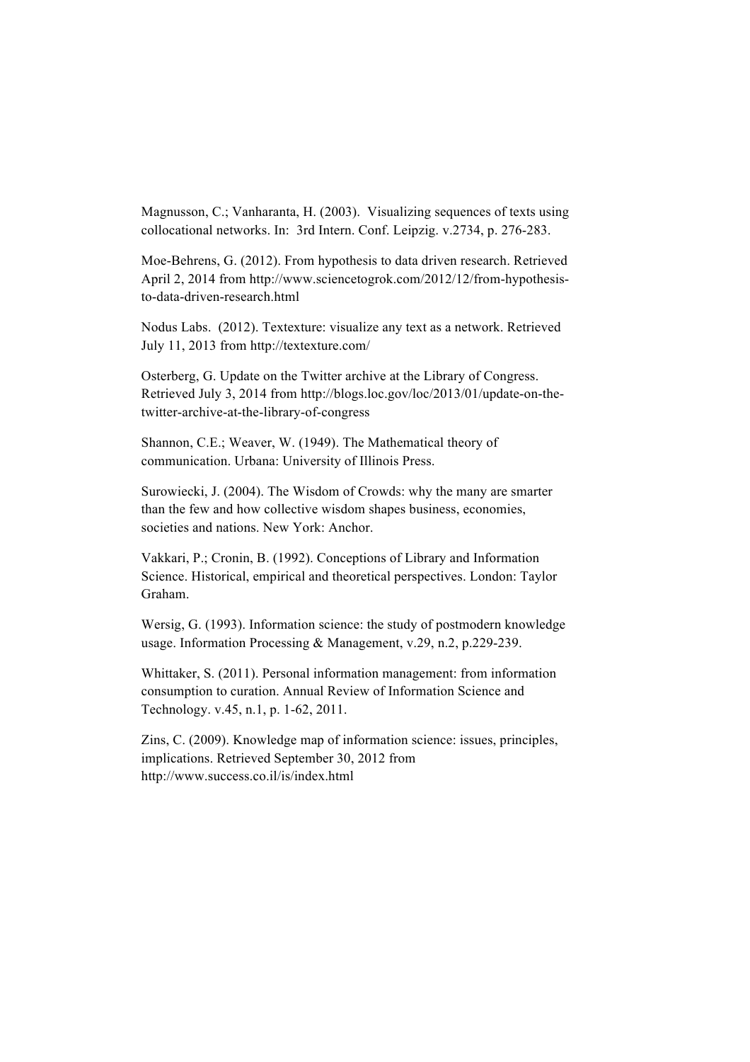Magnusson, C.; Vanharanta, H. (2003). Visualizing sequences of texts using collocational networks. In: 3rd Intern. Conf. Leipzig. v.2734, p. 276-283.

Moe-Behrens, G. (2012). From hypothesis to data driven research. Retrieved April 2, 2014 from http://www.sciencetogrok.com/2012/12/from-hypothesis-to-data-driven-research.html

Nodus Labs. (2012). Textexture: visualize any text as a network. Retrieved July 11, 2013 from http://textexture.com/

Osterberg, G. Update on the Twitter archive at the Library of Congress. Retrieved July 3, 2014 from http://blogs.loc.gov/loc/2013/01/update-on-the-twitter-archive-at-the-library-of-congress

Shannon, C.E.; Weaver, W. (1949). The Mathematical theory of communication. Urbana: University of Illinois Press.

Surowiecki, J. (2004). The Wisdom of Crowds: why the many are smarter than the few and how collective wisdom shapes business, economies, societies and nations. New York: Anchor.

Vakkari, P.; Cronin, B. (1992). Conceptions of Library and Information Science. Historical, empirical and theoretical perspectives. London: Taylor Graham.

Wersig, G. (1993). Information science: the study of postmodern knowledge usage. Information Processing & Management, v.29, n.2, p.229-239.

Whittaker, S. (2011). Personal information management: from information consumption to curation. Annual Review of Information Science and Technology. v.45, n.1, p. 1-62, 2011.

Zins, C. (2009). Knowledge map of information science: issues, principles, implications. Retrieved September 30, 2012 from http://www.success.co.il/is/index.html